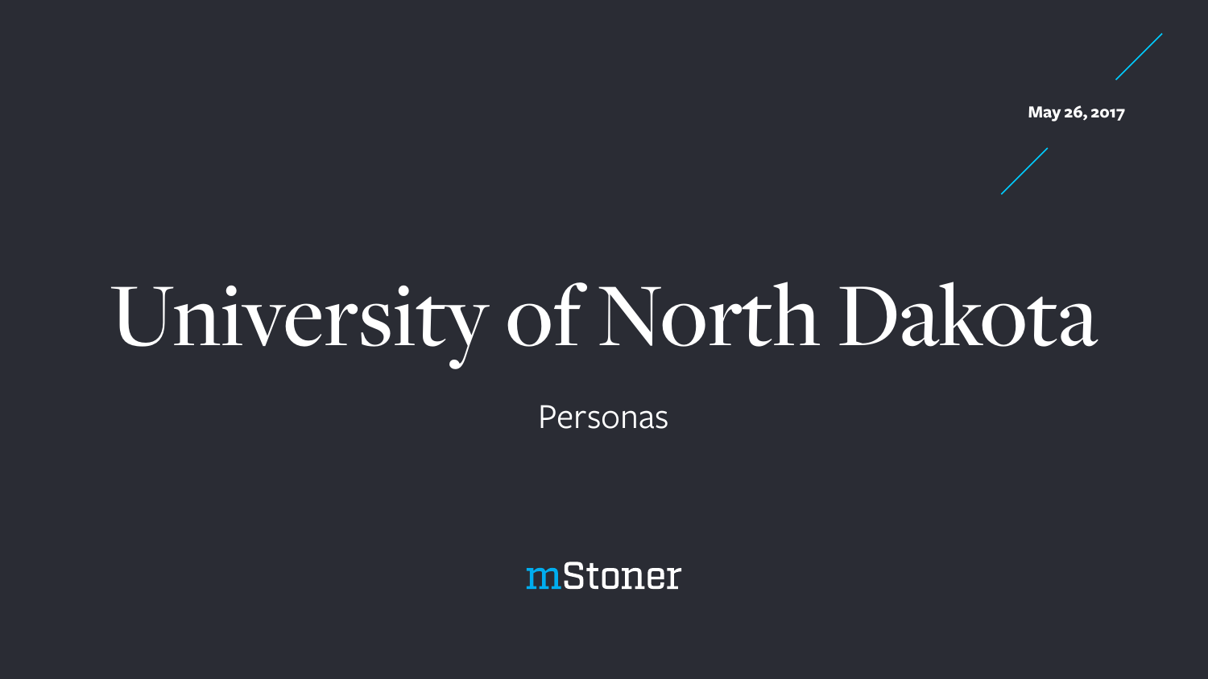May 26, 2017

# University of North Dakota

Personas

mStoner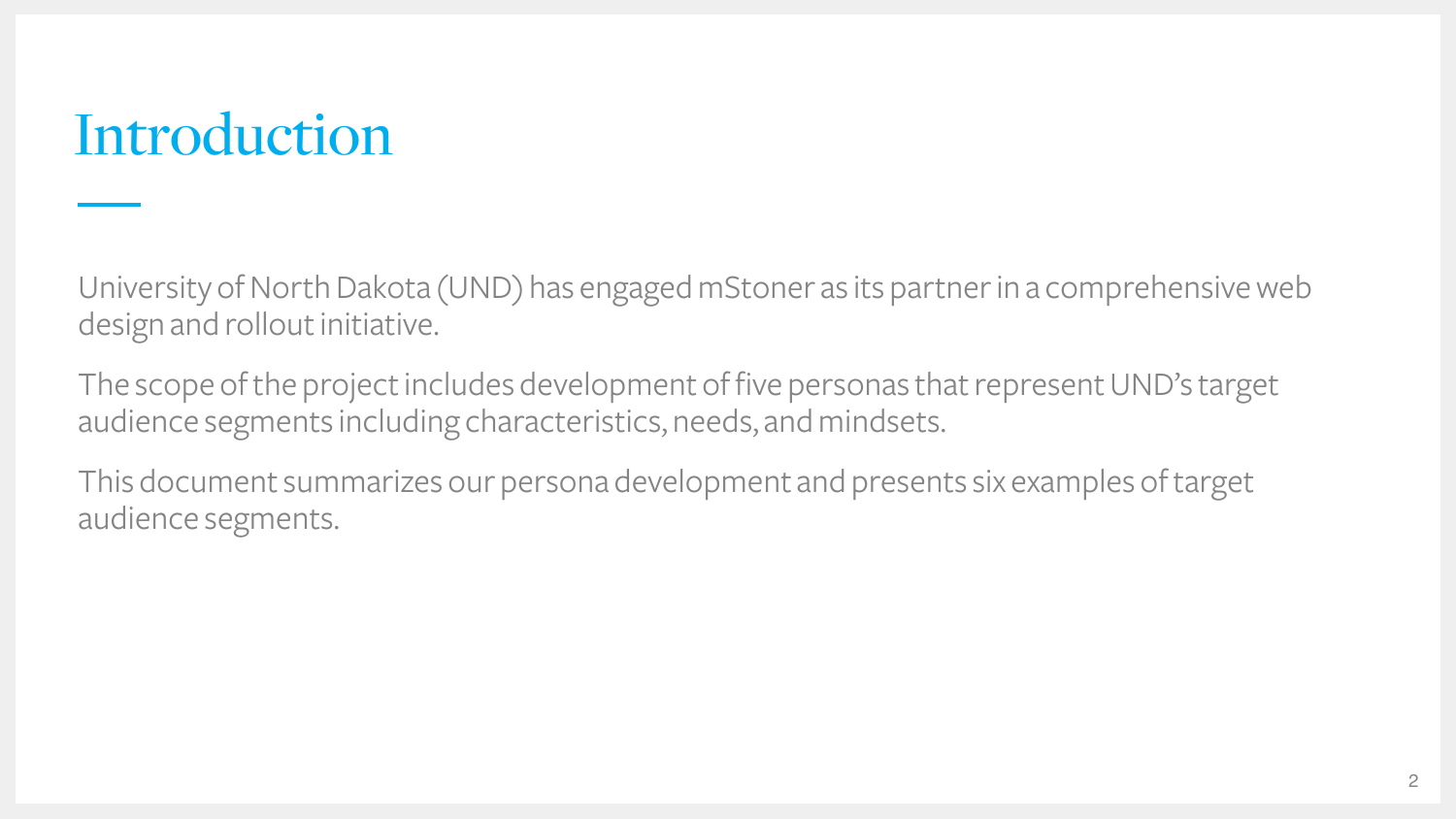# Introduction

University of North Dakota (UND) has engaged mStoner as its partner in a comprehensive web design and rollout initiative.

The scope of the project includes development of five personas that represent UND's target audience segments including characteristics, needs, and mindsets.

This document summarizes our persona development and presents six examples of target audience segments.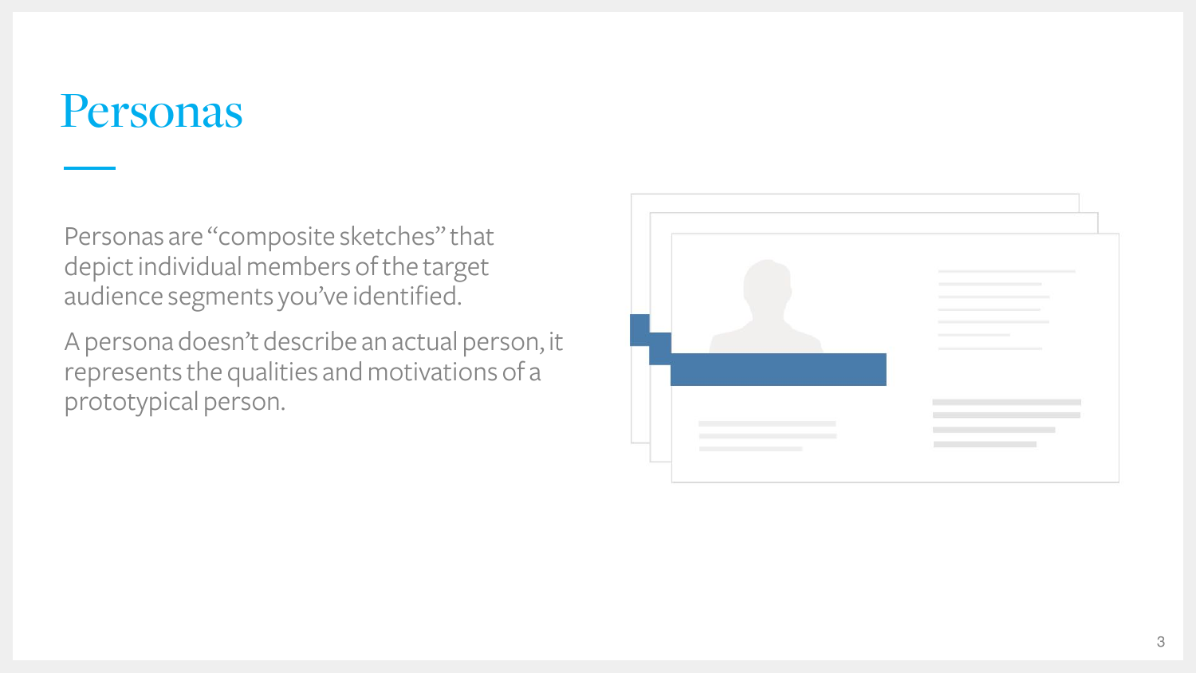# Personas

Personas are "composite sketches" that depict individual members of the target audience segments you've identified.

A persona doesn't describe an actual person, it represents the qualities and motivations of a prototypical person.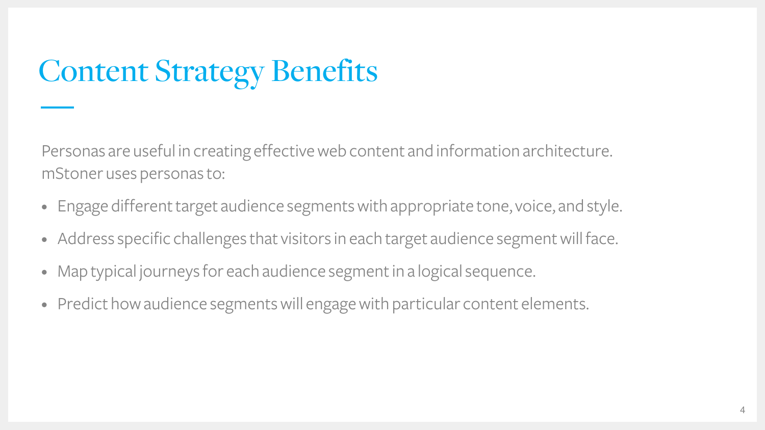# Content Strategy Benefits

Personas are useful in creating effective web content and information architecture. mStoner uses personas to:

- Engage different target audience segments with appropriate tone, voice, and style.
- Address specific challenges that visitors in each target audience segment will face.
- Map typical journeys for each audience segment in a logical sequence.
- Predict how audience segments will engage with particular content elements.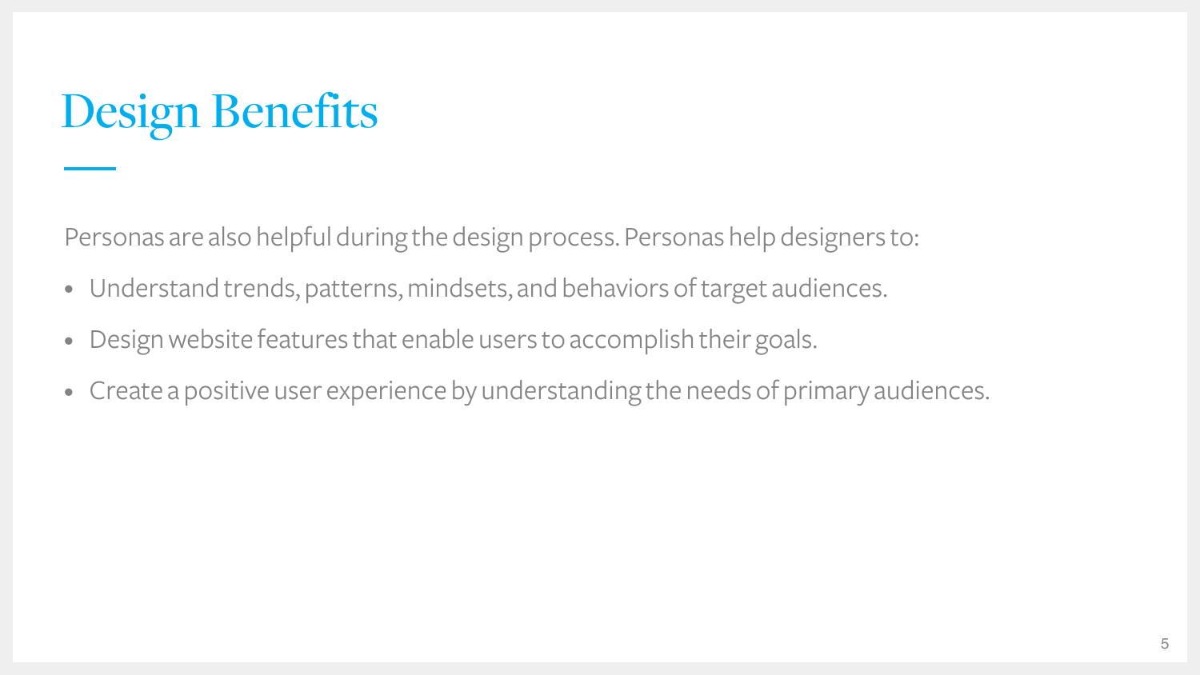# Design Benefits

Personas are also helpful during the design process. Personas help designers to:

- Understand trends, patterns, mindsets, and behaviors of target audiences.
- Design website features that enable users to accomplish their goals.
- Create a positive user experience by understanding the needs of primary audiences.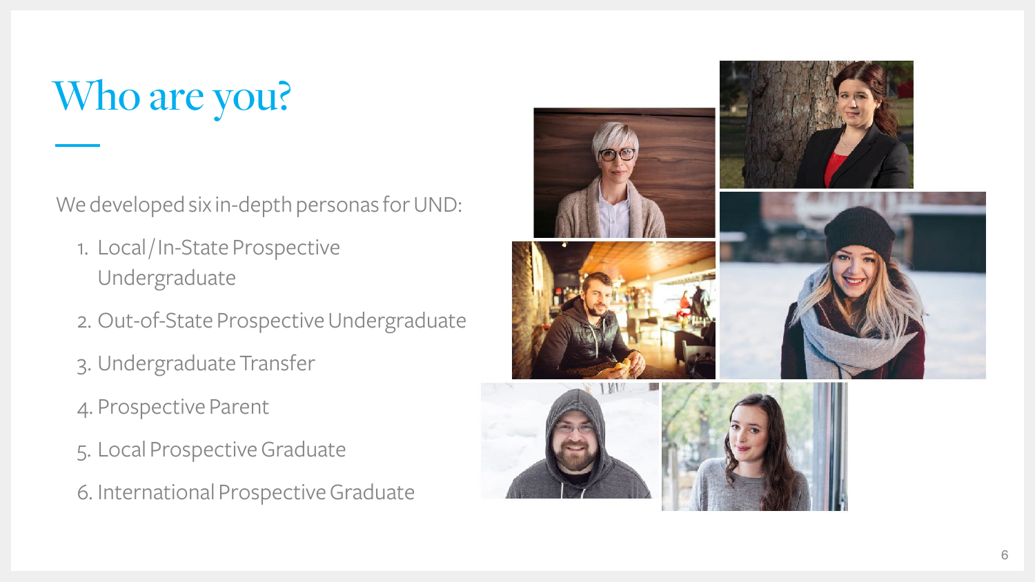# Who are you?

We developed six in-depth personas for UND:

1. Local / In-State Prospective Undergraduate
2. Out-of-State Prospective Undergraduate
3. Undergraduate Transfer
4. Prospective Parent
5. Local Prospective Graduate
6. International Prospective Graduate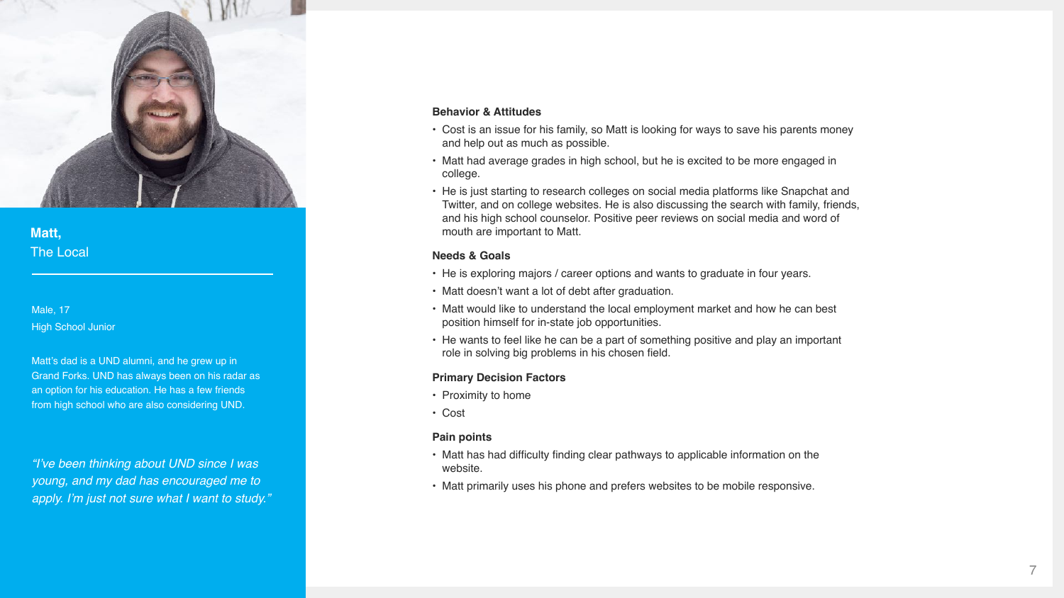## Matt,
The Local

Male, 17
High School Junior

Matt's dad is a UND alumni, and he grew up in Grand Forks. UND has always been on his radar as an option for his education. He has a few friends from high school who are also considering UND.

*"I've been thinking about UND since I was young, and my dad has encouraged me to apply. I'm just not sure what I want to study."*

### Behavior & Attitudes

- Cost is an issue for his family, so Matt is looking for ways to save his parents money and help out as much as possible.
- Matt had average grades in high school, but he is excited to be more engaged in college.
- He is just starting to research colleges on social media platforms like Snapchat and Twitter, and on college websites. He is also discussing the search with family, friends, and his high school counselor. Positive peer reviews on social media and word of mouth are important to Matt.

### Needs & Goals

- He is exploring majors / career options and wants to graduate in four years.
- Matt doesn't want a lot of debt after graduation.
- Matt would like to understand the local employment market and how he can best position himself for in-state job opportunities.
- He wants to feel like he can be a part of something positive and play an important role in solving big problems in his chosen field.

### Primary Decision Factors

- Proximity to home
- Cost

### Pain points

- Matt has had difficulty finding clear pathways to applicable information on the website.
- Matt primarily uses his phone and prefers websites to be mobile responsive.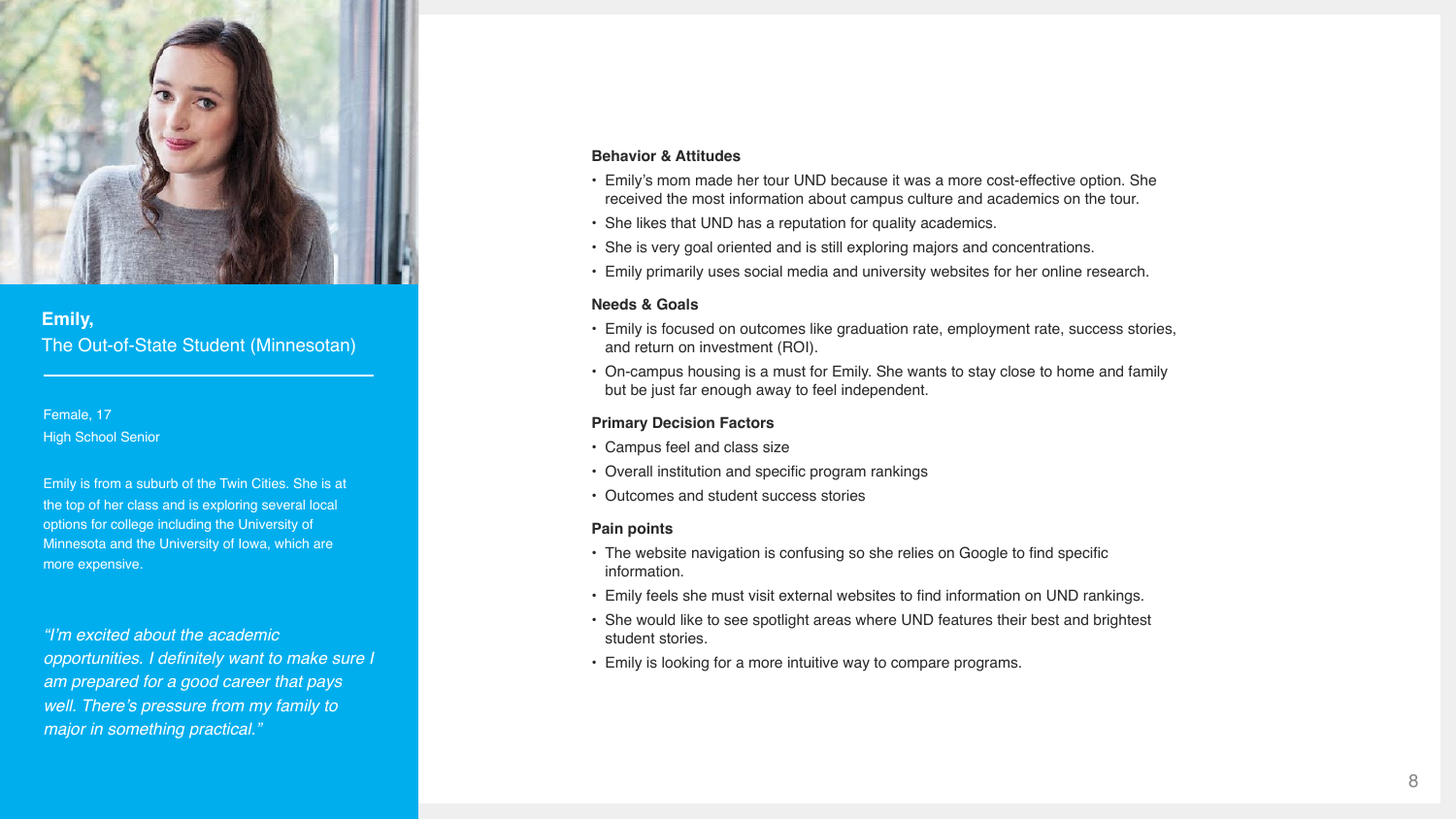**Emily,**
The Out-of-State Student (Minnesotan)

Female, 17
High School Senior

Emily is from a suburb of the Twin Cities. She is at the top of her class and is exploring several local options for college including the University of Minnesota and the University of Iowa, which are more expensive.

*"I'm excited about the academic opportunities. I definitely want to make sure I am prepared for a good career that pays well. There's pressure from my family to major in something practical."*

**Behavior & Attitudes**

- Emily's mom made her tour UND because it was a more cost-effective option. She received the most information about campus culture and academics on the tour.
- She likes that UND has a reputation for quality academics.
- She is very goal oriented and is still exploring majors and concentrations.
- Emily primarily uses social media and university websites for her online research.

**Needs & Goals**

- Emily is focused on outcomes like graduation rate, employment rate, success stories, and return on investment (ROI).
- On-campus housing is a must for Emily. She wants to stay close to home and family but be just far enough away to feel independent.

**Primary Decision Factors**

- Campus feel and class size
- Overall institution and specific program rankings
- Outcomes and student success stories

**Pain points**

- The website navigation is confusing so she relies on Google to find specific information.
- Emily feels she must visit external websites to find information on UND rankings.
- She would like to see spotlight areas where UND features their best and brightest student stories.
- Emily is looking for a more intuitive way to compare programs.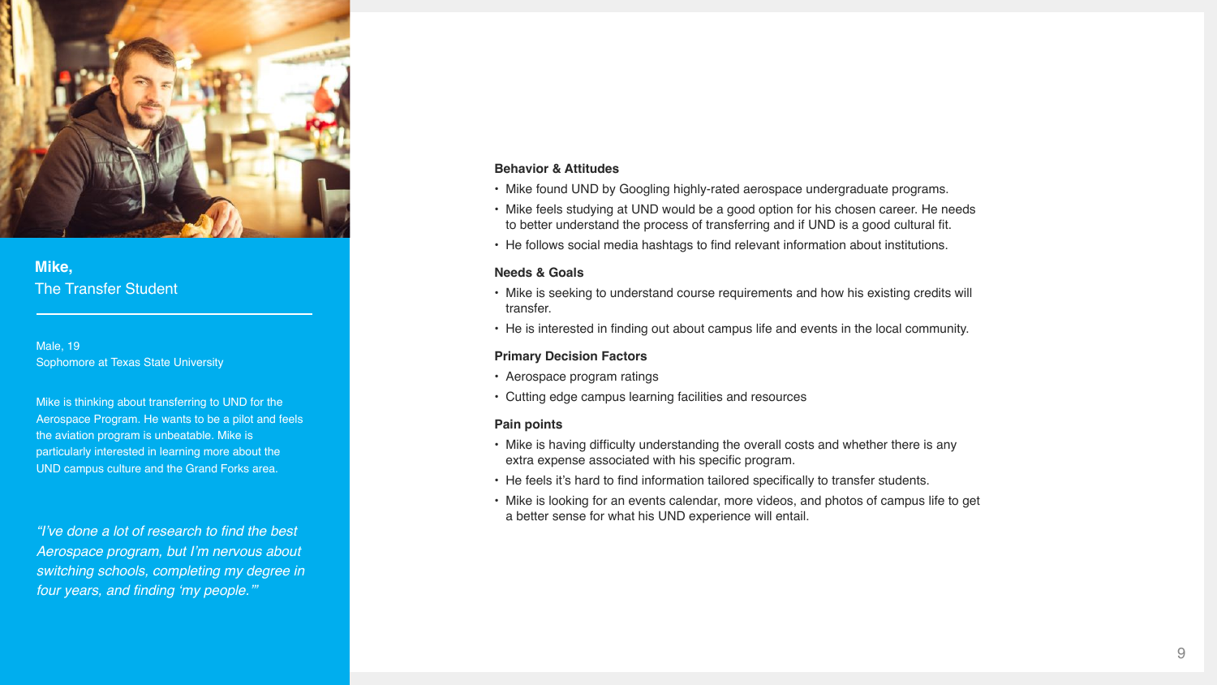## Mike,

The Transfer Student

Male, 19
Sophomore at Texas State University

Mike is thinking about transferring to UND for the Aerospace Program. He wants to be a pilot and feels the aviation program is unbeatable. Mike is particularly interested in learning more about the UND campus culture and the Grand Forks area.

*"I've done a lot of research to find the best Aerospace program, but I'm nervous about switching schools, completing my degree in four years, and finding 'my people.'"*

### Behavior & Attitudes

- Mike found UND by Googling highly-rated aerospace undergraduate programs.
- Mike feels studying at UND would be a good option for his chosen career. He needs to better understand the process of transferring and if UND is a good cultural fit.
- He follows social media hashtags to find relevant information about institutions.

### Needs & Goals

- Mike is seeking to understand course requirements and how his existing credits will transfer.
- He is interested in finding out about campus life and events in the local community.

### Primary Decision Factors

- Aerospace program ratings
- Cutting edge campus learning facilities and resources

### Pain points

- Mike is having difficulty understanding the overall costs and whether there is any extra expense associated with his specific program.
- He feels it's hard to find information tailored specifically to transfer students.
- Mike is looking for an events calendar, more videos, and photos of campus life to get a better sense for what his UND experience will entail.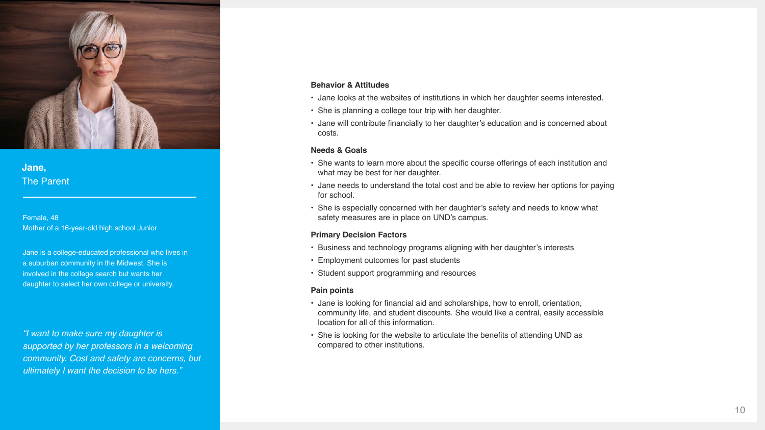**Jane,**
The Parent

Female, 48
Mother of a 16-year-old high school Junior

Jane is a college-educated professional who lives in a suburban community in the Midwest. She is involved in the college search but wants her daughter to select her own college or university.

*"I want to make sure my daughter is supported by her professors in a welcoming community. Cost and safety are concerns, but ultimately I want the decision to be hers."*

**Behavior & Attitudes**

- Jane looks at the websites of institutions in which her daughter seems interested.
- She is planning a college tour trip with her daughter.
- Jane will contribute financially to her daughter's education and is concerned about costs.

**Needs & Goals**

- She wants to learn more about the specific course offerings of each institution and what may be best for her daughter.
- Jane needs to understand the total cost and be able to review her options for paying for school.
- She is especially concerned with her daughter's safety and needs to know what safety measures are in place on UND's campus.

**Primary Decision Factors**

- Business and technology programs aligning with her daughter's interests
- Employment outcomes for past students
- Student support programming and resources

**Pain points**

- Jane is looking for financial aid and scholarships, how to enroll, orientation, community life, and student discounts. She would like a central, easily accessible location for all of this information.
- She is looking for the website to articulate the benefits of attending UND as compared to other institutions.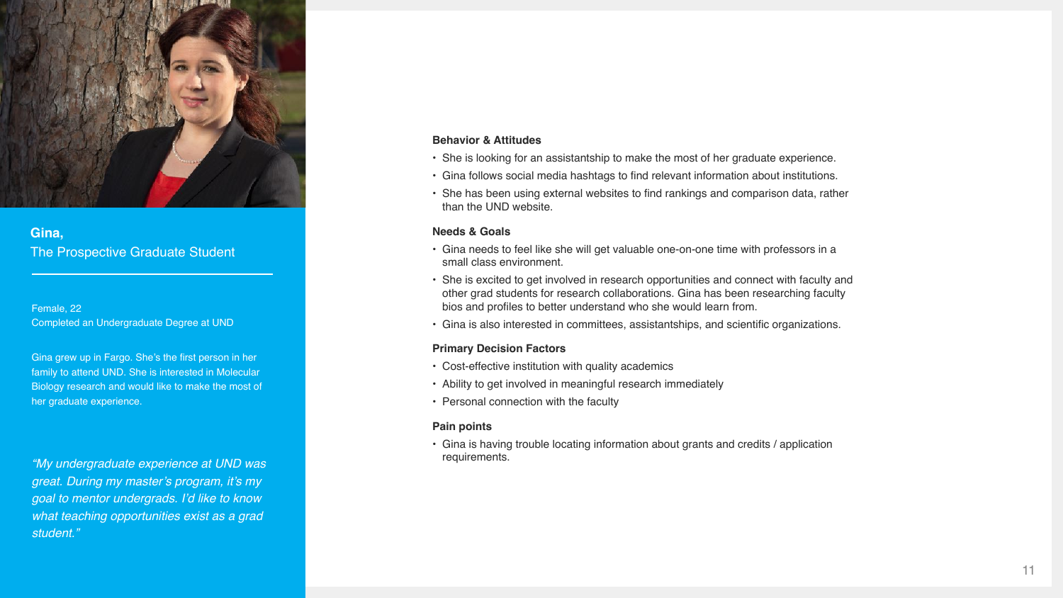## Gina,
The Prospective Graduate Student

Female, 22
Completed an Undergraduate Degree at UND

Gina grew up in Fargo. She's the first person in her family to attend UND. She is interested in Molecular Biology research and would like to make the most of her graduate experience.

*"My undergraduate experience at UND was great. During my master's program, it's my goal to mentor undergrads. I'd like to know what teaching opportunities exist as a grad student."*

### Behavior & Attitudes

- She is looking for an assistantship to make the most of her graduate experience.
- Gina follows social media hashtags to find relevant information about institutions.
- She has been using external websites to find rankings and comparison data, rather than the UND website.

### Needs & Goals

- Gina needs to feel like she will get valuable one-on-one time with professors in a small class environment.
- She is excited to get involved in research opportunities and connect with faculty and other grad students for research collaborations. Gina has been researching faculty bios and profiles to better understand who she would learn from.
- Gina is also interested in committees, assistantships, and scientific organizations.

### Primary Decision Factors

- Cost-effective institution with quality academics
- Ability to get involved in meaningful research immediately
- Personal connection with the faculty

### Pain points

- Gina is having trouble locating information about grants and credits / application requirements.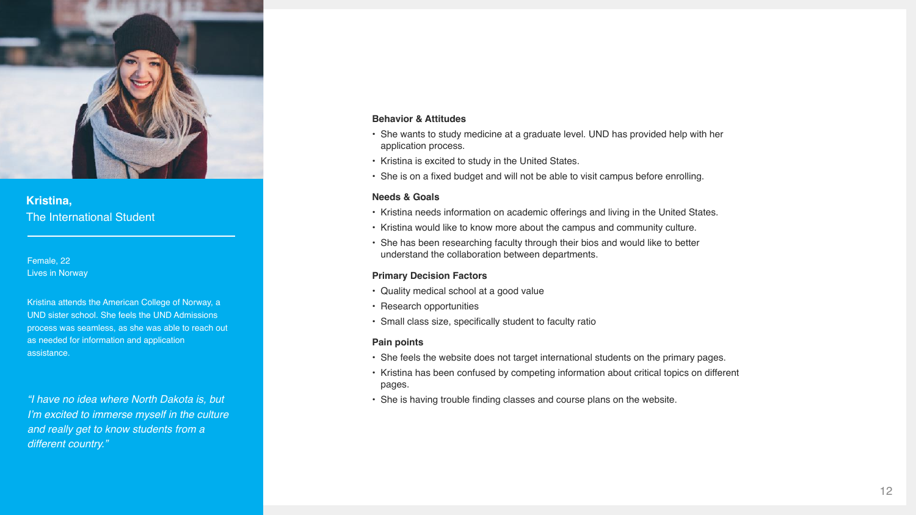## Kristina,
The International Student

Female, 22
Lives in Norway

Kristina attends the American College of Norway, a UND sister school. She feels the UND Admissions process was seamless, as she was able to reach out as needed for information and application assistance.

*"I have no idea where North Dakota is, but I'm excited to immerse myself in the culture and really get to know students from a different country."*

### Behavior & Attitudes

- She wants to study medicine at a graduate level. UND has provided help with her application process.
- Kristina is excited to study in the United States.
- She is on a fixed budget and will not be able to visit campus before enrolling.

### Needs & Goals

- Kristina needs information on academic offerings and living in the United States.
- Kristina would like to know more about the campus and community culture.
- She has been researching faculty through their bios and would like to better understand the collaboration between departments.

### Primary Decision Factors

- Quality medical school at a good value
- Research opportunities
- Small class size, specifically student to faculty ratio

### Pain points

- She feels the website does not target international students on the primary pages.
- Kristina has been confused by competing information about critical topics on different pages.
- She is having trouble finding classes and course plans on the website.